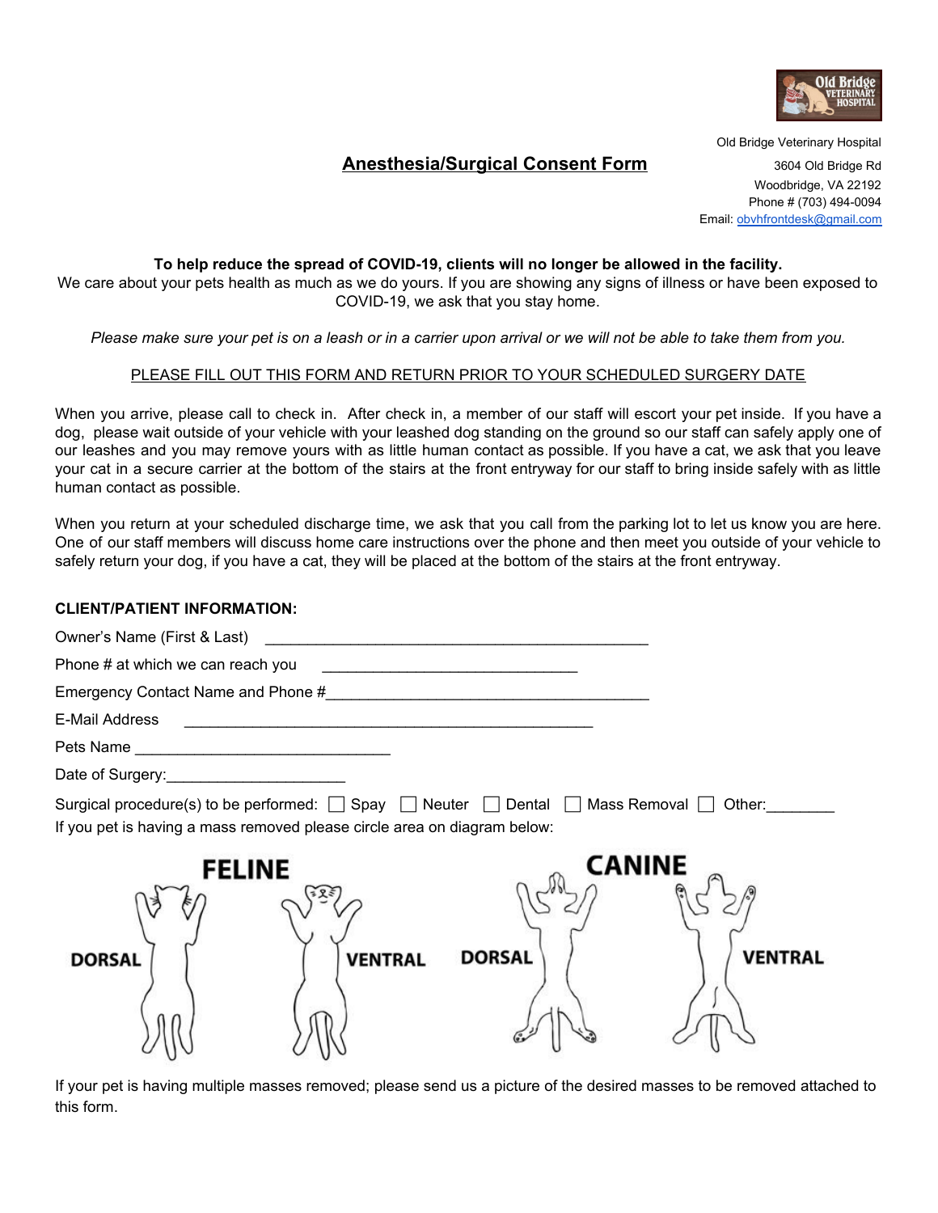Old Bridge Veterinary Hospital
3604 Old Bridge Rd
Woodbridge, VA 22192
Phone # (703) 494-0094
Email: obvhfrontdesk@gmail.com

# Anesthesia/Surgical Consent Form

**To help reduce the spread of COVID-19, clients will no longer be allowed in the facility.**
We care about your pets health as much as we do yours. If you are showing any signs of illness or have been exposed to COVID-19, we ask that you stay home.

*Please make sure your pet is on a leash or in a carrier upon arrival or we will not be able to take them from you.*

PLEASE FILL OUT THIS FORM AND RETURN PRIOR TO YOUR SCHEDULED SURGERY DATE

When you arrive, please call to check in. After check in, a member of our staff will escort your pet inside. If you have a dog, please wait outside of your vehicle with your leashed dog standing on the ground so our staff can safely apply one of our leashes and you may remove yours with as little human contact as possible. If you have a cat, we ask that you leave your cat in a secure carrier at the bottom of the stairs at the front entryway for our staff to bring inside safely with as little human contact as possible.

When you return at your scheduled discharge time, we ask that you call from the parking lot to let us know you are here. One of our staff members will discuss home care instructions over the phone and then meet you outside of your vehicle to safely return your dog, if you have a cat, they will be placed at the bottom of the stairs at the front entryway.

**CLIENT/PATIENT INFORMATION:**

Owner's Name (First & Last) ______________________________________________

Phone # at which we can reach you ______________________________

Emergency Contact Name and Phone #______________________________________

E-Mail Address ________________________________________________

Pets Name ______________________________

Date of Surgery:____________________

Surgical procedure(s) to be performed: ☐ Spay ☐ Neuter ☐ Dental ☐ Mass Removal ☐ Other:________

If you pet is having a mass removed please circle area on diagram below:

FELINE — DORSAL, VENTRAL

CANINE — DORSAL, VENTRAL

If your pet is having multiple masses removed; please send us a picture of the desired masses to be removed attached to this form.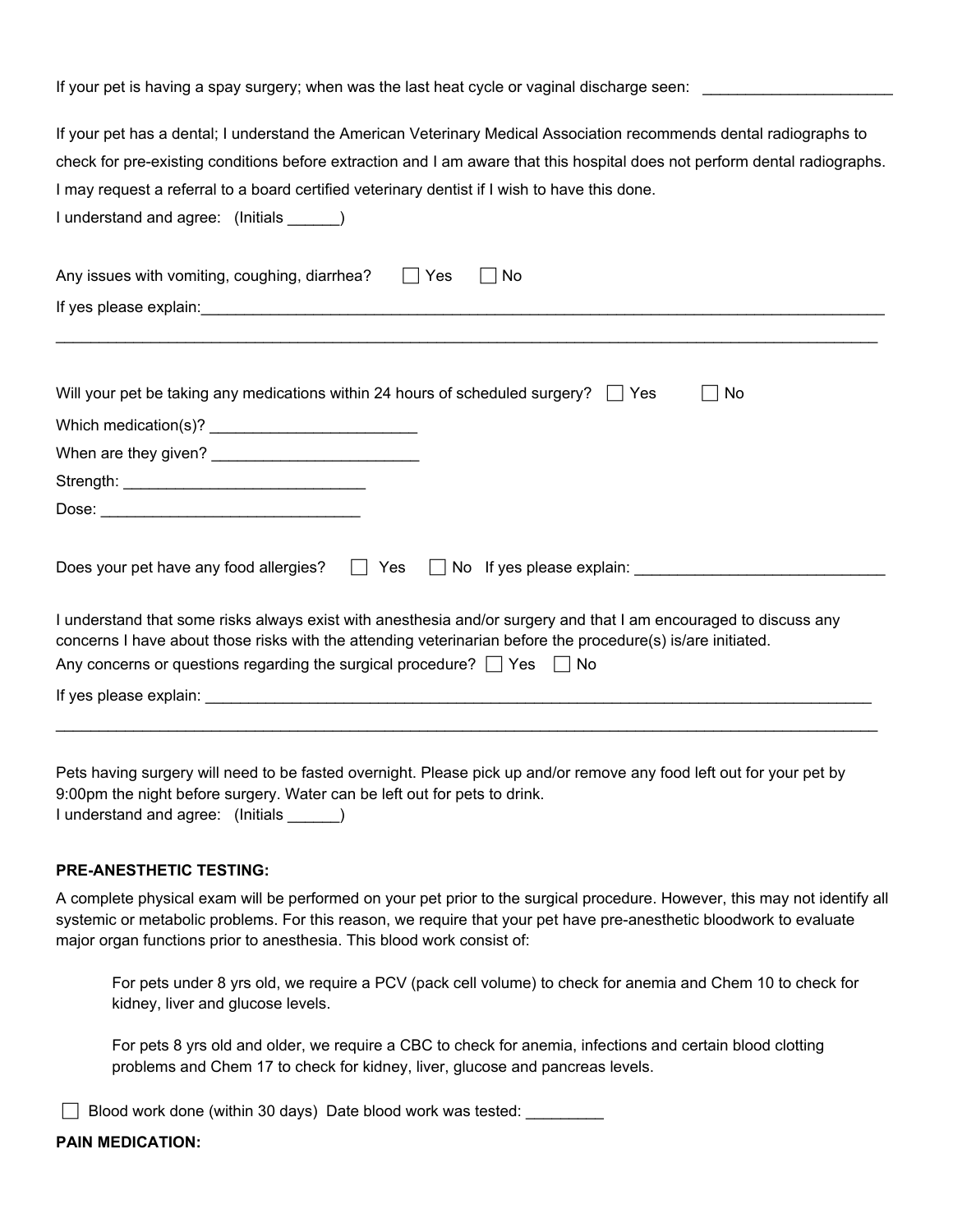If your pet is having a spay surgery; when was the last heat cycle or vaginal discharge seen: ______________________

If your pet has a dental; I understand the American Veterinary Medical Association recommends dental radiographs to check for pre-existing conditions before extraction and I am aware that this hospital does not perform dental radiographs. I may request a referral to a board certified veterinary dentist if I wish to have this done.
I understand and agree: (Initials ______)

Any issues with vomiting, coughing, diarrhea? ☐ Yes ☐ No
If yes please explain:_______________________________________________________________________________________

_______________________________________________________________________________________________

Will your pet be taking any medications within 24 hours of scheduled surgery? ☐ Yes ☐ No
Which medication(s)? ________________________
When are they given? ________________________
Strength: ____________________________
Dose: ______________________________

Does your pet have any food allergies? ☐ Yes ☐ No If yes please explain: _____________________________

I understand that some risks always exist with anesthesia and/or surgery and that I am encouraged to discuss any concerns I have about those risks with the attending veterinarian before the procedure(s) is/are initiated.
Any concerns or questions regarding the surgical procedure? ☐ Yes ☐ No
If yes please explain: _________________________________________________________________________________

_______________________________________________________________________________________________

Pets having surgery will need to be fasted overnight. Please pick up and/or remove any food left out for your pet by 9:00pm the night before surgery. Water can be left out for pets to drink.
I understand and agree: (Initials ______)

**PRE-ANESTHETIC TESTING:**

A complete physical exam will be performed on your pet prior to the surgical procedure. However, this may not identify all systemic or metabolic problems. For this reason, we require that your pet have pre-anesthetic bloodwork to evaluate major organ functions prior to anesthesia. This blood work consist of:

> For pets under 8 yrs old, we require a PCV (pack cell volume) to check for anemia and Chem 10 to check for kidney, liver and glucose levels.
>
> For pets 8 yrs old and older, we require a CBC to check for anemia, infections and certain blood clotting problems and Chem 17 to check for kidney, liver, glucose and pancreas levels.

☐ Blood work done (within 30 days) Date blood work was tested: _________

**PAIN MEDICATION:**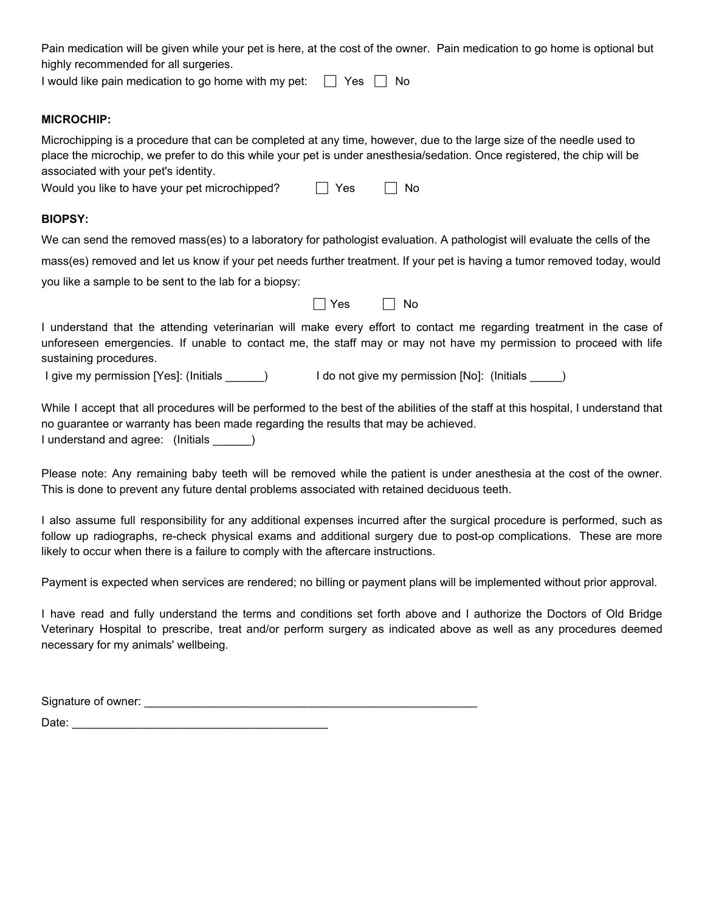Pain medication will be given while your pet is here, at the cost of the owner. Pain medication to go home is optional but highly recommended for all surgeries.

I would like pain medication to go home with my pet: ☐ Yes ☐ No

**MICROCHIP:**

Microchipping is a procedure that can be completed at any time, however, due to the large size of the needle used to place the microchip, we prefer to do this while your pet is under anesthesia/sedation. Once registered, the chip will be associated with your pet's identity.

Would you like to have your pet microchipped? ☐ Yes ☐ No

**BIOPSY:**

We can send the removed mass(es) to a laboratory for pathologist evaluation. A pathologist will evaluate the cells of the mass(es) removed and let us know if your pet needs further treatment. If your pet is having a tumor removed today, would you like a sample to be sent to the lab for a biopsy:

☐ Yes ☐ No

I understand that the attending veterinarian will make every effort to contact me regarding treatment in the case of unforeseen emergencies. If unable to contact me, the staff may or may not have my permission to proceed with life sustaining procedures.

I give my permission [Yes]: (Initials ______) I do not give my permission [No]: (Initials _____)

While I accept that all procedures will be performed to the best of the abilities of the staff at this hospital, I understand that no guarantee or warranty has been made regarding the results that may be achieved.

I understand and agree: (Initials ______)

Please note: Any remaining baby teeth will be removed while the patient is under anesthesia at the cost of the owner. This is done to prevent any future dental problems associated with retained deciduous teeth.

I also assume full responsibility for any additional expenses incurred after the surgical procedure is performed, such as follow up radiographs, re-check physical exams and additional surgery due to post-op complications. These are more likely to occur when there is a failure to comply with the aftercare instructions.

Payment is expected when services are rendered; no billing or payment plans will be implemented without prior approval.

I have read and fully understand the terms and conditions set forth above and I authorize the Doctors of Old Bridge Veterinary Hospital to prescribe, treat and/or perform surgery as indicated above as well as any procedures deemed necessary for my animals' wellbeing.

Signature of owner: _______________________________________________________

Date: __________________________________________